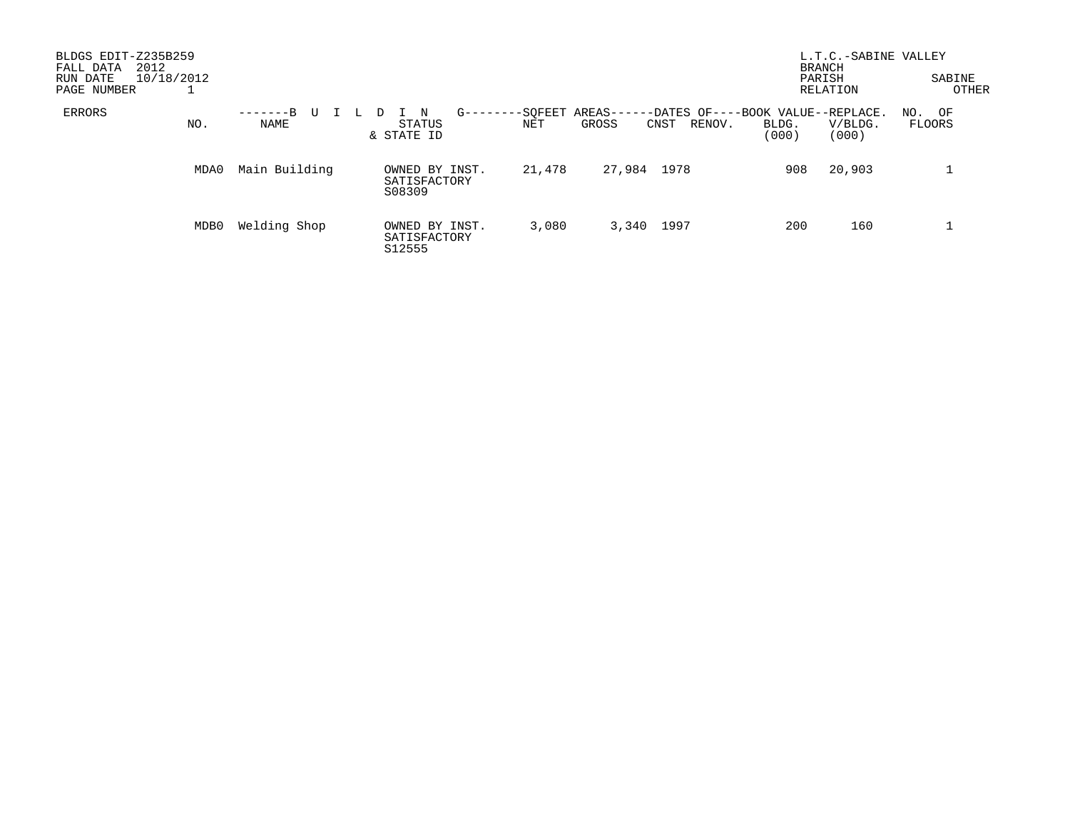BLDGS EDIT-Z235B259
FALL DATA 2012
RUN DATE 10/18/2012
PAGE NUMBER 1

L.T.C.-SABINE VALLEY
BRANCH
PARISH SABINE
RELATION OTHER

| ERRORS | NO. | BUILDING NAME | STATUS & STATE ID | SQFEET AREAS NET | SQFEET AREAS GROSS | DATES OF CNST | DATES OF RENOV. | BOOK VALUE BLDG. (000) | REPLACE. V/BLDG. (000) | NO. OF FLOORS |
|---|---|---|---|---|---|---|---|---|---|---|
| | MDA0 | Main Building | OWNED BY INST. SATISFACTORY S08309 | 21,478 | 27,984 | 1978 | | 908 | 20,903 | 1 |
| | MDB0 | Welding Shop | OWNED BY INST. SATISFACTORY S12555 | 3,080 | 3,340 | 1997 | | 200 | 160 | 1 |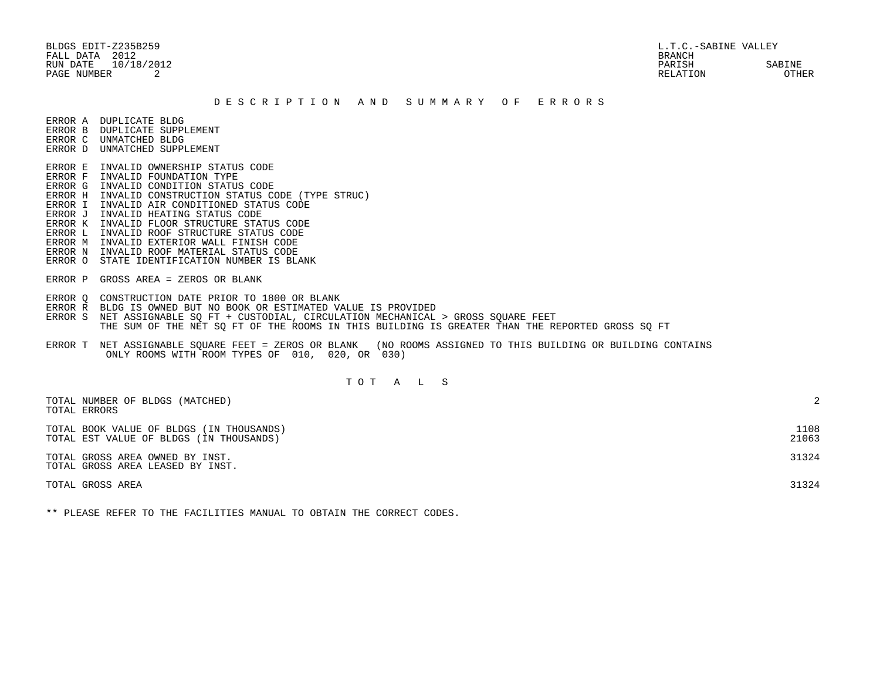BLDGS EDIT-Z235B259
FALL DATA 2012
RUN DATE 10/18/2012
PAGE NUMBER 2

L.T.C.-SABINE VALLEY
BRANCH
PARISH SABINE
RELATION OTHER

## D E S C R I P T I O N   A N D   S U M M A R Y   O F   E R R O R S

ERROR A  DUPLICATE BLDG
ERROR B  DUPLICATE SUPPLEMENT
ERROR C  UNMATCHED BLDG
ERROR D  UNMATCHED SUPPLEMENT

ERROR E  INVALID OWNERSHIP STATUS CODE
ERROR F  INVALID FOUNDATION TYPE
ERROR G  INVALID CONDITION STATUS CODE
ERROR H  INVALID CONSTRUCTION STATUS CODE (TYPE STRUC)
ERROR I  INVALID AIR CONDITIONED STATUS CODE
ERROR J  INVALID HEATING STATUS CODE
ERROR K  INVALID FLOOR STRUCTURE STATUS CODE
ERROR L  INVALID ROOF STRUCTURE STATUS CODE
ERROR M  INVALID EXTERIOR WALL FINISH CODE
ERROR N  INVALID ROOF MATERIAL STATUS CODE
ERROR O  STATE IDENTIFICATION NUMBER IS BLANK

ERROR P  GROSS AREA = ZEROS OR BLANK

ERROR Q  CONSTRUCTION DATE PRIOR TO 1800 OR BLANK
ERROR R  BLDG IS OWNED BUT NO BOOK OR ESTIMATED VALUE IS PROVIDED
ERROR S  NET ASSIGNABLE SQ FT + CUSTODIAL, CIRCULATION MECHANICAL > GROSS SQUARE FEET
THE SUM OF THE NET SQ FT OF THE ROOMS IN THIS BUILDING IS GREATER THAN THE REPORTED GROSS SQ FT

ERROR T  NET ASSIGNABLE SQUARE FEET = ZEROS OR BLANK   (NO ROOMS ASSIGNED TO THIS BUILDING OR BUILDING CONTAINS ONLY ROOMS WITH ROOM TYPES OF 010, 020, OR 030)

## T O T A L S

| | |
|---|---|
| TOTAL NUMBER OF BLDGS (MATCHED) | 2 |
| TOTAL ERRORS | |
| TOTAL BOOK VALUE OF BLDGS (IN THOUSANDS) | 1108 |
| TOTAL EST VALUE OF BLDGS (IN THOUSANDS) | 21063 |
| TOTAL GROSS AREA OWNED BY INST. | 31324 |
| TOTAL GROSS AREA LEASED BY INST. | |
| TOTAL GROSS AREA | 31324 |

** PLEASE REFER TO THE FACILITIES MANUAL TO OBTAIN THE CORRECT CODES.